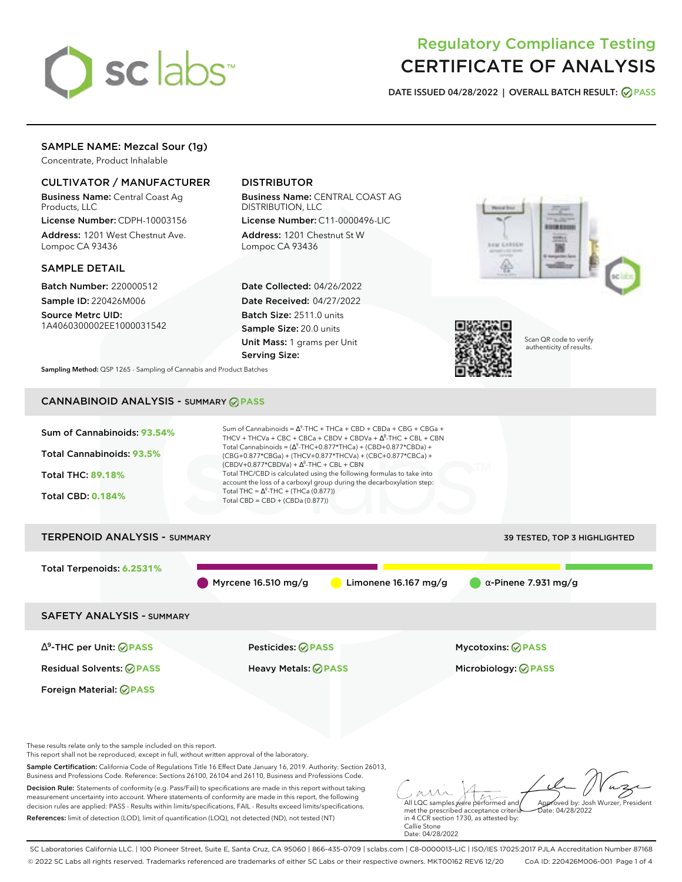# Regulatory Compliance Testing
# CERTIFICATE OF ANALYSIS

**DATE ISSUED 04/28/2022 | OVERALL BATCH RESULT: PASS**

## SAMPLE NAME: Mezcal Sour (1g)

Concentrate, Product Inhalable

### CULTIVATOR / MANUFACTURER

**Business Name:** Central Coast Ag Products, LLC
**License Number:** CDPH-10003156
**Address:** 1201 West Chestnut Ave. Lompoc CA 93436

### DISTRIBUTOR

**Business Name:** CENTRAL COAST AG DISTRIBUTION, LLC
**License Number:** C11-0000496-LIC
**Address:** 1201 Chestnut St W Lompoc CA 93436

### SAMPLE DETAIL

**Batch Number:** 220000512
**Sample ID:** 220426M006
**Source Metrc UID:** 1A4060300002EE1000031542

**Date Collected:** 04/26/2022
**Date Received:** 04/27/2022
**Batch Size:** 2511.0 units
**Sample Size:** 20.0 units
**Unit Mass:** 1 grams per Unit
**Serving Size:**

Scan QR code to verify authenticity of results.

**Sampling Method:** QSP 1265 - Sampling of Cannabis and Product Batches

## CANNABINOID ANALYSIS - SUMMARY PASS

**Sum of Cannabinoids:** 93.54%
**Total Cannabinoids:** 93.5%
**Total THC:** 89.18%
**Total CBD:** 0.184%

Sum of Cannabinoids = $\Delta^9$-THC + THCa + CBD + CBDa + CBG + CBGa + THCV + THCVa + CBC + CBCa + CBDV + CBDVa + $\Delta^8$-THC + CBL + CBN
Total Cannabinoids = ($\Delta^9$-THC+0.877*THCa) + (CBD+0.877*CBDa) + (CBG+0.877*CBGa) + (THCV+0.877*THCVa) + (CBC+0.877*CBCa) + (CBDV+0.877*CBDVa) + $\Delta^8$-THC + CBL + CBN
Total THC/CBD is calculated using the following formulas to take into account the loss of a carboxyl group during the decarboxylation step:
Total THC = $\Delta^9$-THC + (THCa (0.877))
Total CBD = CBD + (CBDa (0.877))

## TERPENOID ANALYSIS - SUMMARY

39 TESTED, TOP 3 HIGHLIGHTED

**Total Terpenoids:** 6.2531%

Myrcene 16.510 mg/g | Limonene 16.167 mg/g | α-Pinene 7.931 mg/g

## SAFETY ANALYSIS - SUMMARY

| | | |
|---|---|---|
| $\Delta^9$-THC per Unit: PASS | Pesticides: PASS | Mycotoxins: PASS |
| Residual Solvents: PASS | Heavy Metals: PASS | Microbiology: PASS |
| Foreign Material: PASS | | |

These results relate only to the sample included on this report.
This report shall not be reproduced, except in full, without written approval of the laboratory.

**Sample Certification:** California Code of Regulations Title 16 Effect Date January 16, 2019. Authority: Section 26013, Business and Professions Code. Reference: Sections 26100, 26104 and 26110, Business and Professions Code.

**Decision Rule:** Statements of conformity (e.g. Pass/Fail) to specifications are made in this report without taking measurement uncertainty into account. Where statements of conformity are made in this report, the following decision rules are applied: PASS - Results within limits/specifications, FAIL - Results exceed limits/specifications.

**References:** limit of detection (LOD), limit of quantification (LOQ), not detected (ND), not tested (NT)

All LQC samples were performed and met the prescribed acceptance criteria in 4 CCR section 1730, as attested by: Callie Stone
Date: 04/28/2022

Approved by: Josh Wurzer, President
Date: 04/28/2022

SC Laboratories California LLC. | 100 Pioneer Street, Suite E, Santa Cruz, CA 95060 | 866-435-0709 | sclabs.com | C8-0000013-LIC | ISO/IES 17025:2017 PJLA Accreditation Number 87168
© 2022 SC Labs all rights reserved. Trademarks referenced are trademarks of either SC Labs or their respective owners. MKT00162 REV6 12/20 CoA ID: 220426M006-001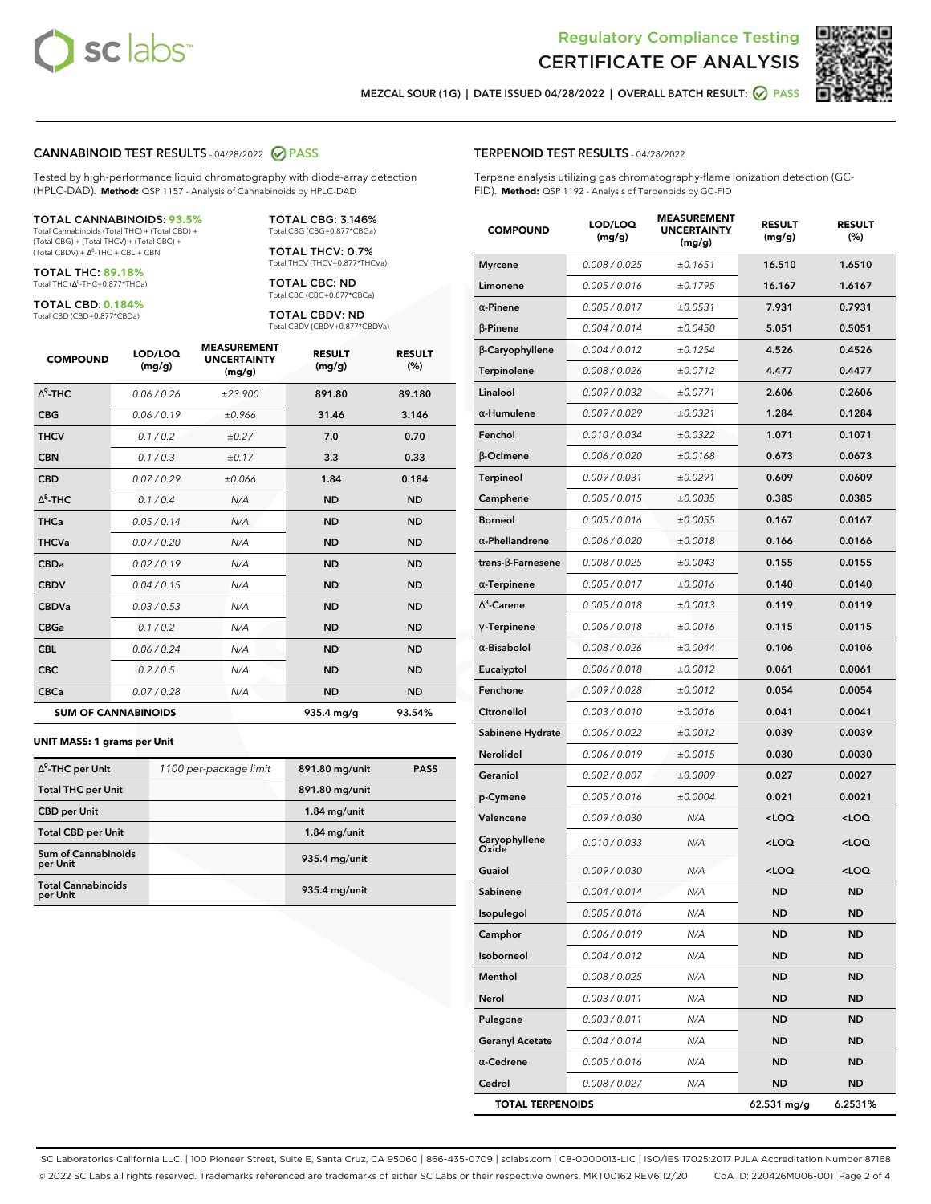# Regulatory Compliance Testing
# CERTIFICATE OF ANALYSIS

MEZCAL SOUR (1G) | DATE ISSUED 04/28/2022 | OVERALL BATCH RESULT: PASS

## CANNABINOID TEST RESULTS - 04/28/2022 PASS

Tested by high-performance liquid chromatography with diode-array detection (HPLC-DAD). **Method:** QSP 1157 - Analysis of Cannabinoids by HPLC-DAD

**TOTAL CANNABINOIDS: 93.5%**
Total Cannabinoids (Total THC) + (Total CBD) + (Total CBG) + (Total THCV) + (Total CBC) + (Total CBDV) + Δ8-THC + CBL + CBN

**TOTAL THC: 89.18%**
Total THC (Δ9-THC+0.877*THCa)

**TOTAL CBD: 0.184%**
Total CBD (CBD+0.877*CBDa)

**TOTAL CBG: 3.146%**
Total CBG (CBG+0.877*CBGa)

**TOTAL THCV: 0.7%**
Total THCV (THCV+0.877*THCVa)

**TOTAL CBC: ND**
Total CBC (CBC+0.877*CBCa)

**TOTAL CBDV: ND**
Total CBDV (CBDV+0.877*CBDVa)

| COMPOUND | LOD/LOQ (mg/g) | MEASUREMENT UNCERTAINTY (mg/g) | RESULT (mg/g) | RESULT (%) |
|---|---|---|---|---|
| Δ9-THC | 0.06 / 0.26 | ±23.900 | 891.80 | 89.180 |
| CBG | 0.06 / 0.19 | ±0.966 | 31.46 | 3.146 |
| THCV | 0.1 / 0.2 | ±0.27 | 7.0 | 0.70 |
| CBN | 0.1 / 0.3 | ±0.17 | 3.3 | 0.33 |
| CBD | 0.07 / 0.29 | ±0.066 | 1.84 | 0.184 |
| Δ8-THC | 0.1 / 0.4 | N/A | ND | ND |
| THCa | 0.05 / 0.14 | N/A | ND | ND |
| THCVa | 0.07 / 0.20 | N/A | ND | ND |
| CBDa | 0.02 / 0.19 | N/A | ND | ND |
| CBDV | 0.04 / 0.15 | N/A | ND | ND |
| CBDVa | 0.03 / 0.53 | N/A | ND | ND |
| CBGa | 0.1 / 0.2 | N/A | ND | ND |
| CBL | 0.06 / 0.24 | N/A | ND | ND |
| CBC | 0.2 / 0.5 | N/A | ND | ND |
| CBCa | 0.07 / 0.28 | N/A | ND | ND |
| **SUM OF CANNABINOIDS** | | | 935.4 mg/g | 93.54% |

**UNIT MASS: 1 grams per Unit**

| | | | |
|---|---|---|---|
| Δ9-THC per Unit | 1100 per-package limit | 891.80 mg/unit | PASS |
| Total THC per Unit | | 891.80 mg/unit | |
| CBD per Unit | | 1.84 mg/unit | |
| Total CBD per Unit | | 1.84 mg/unit | |
| Sum of Cannabinoids per Unit | | 935.4 mg/unit | |
| Total Cannabinoids per Unit | | 935.4 mg/unit | |

## TERPENOID TEST RESULTS - 04/28/2022

Terpene analysis utilizing gas chromatography-flame ionization detection (GC-FID). **Method:** QSP 1192 - Analysis of Terpenoids by GC-FID

| COMPOUND | LOD/LOQ (mg/g) | MEASUREMENT UNCERTAINTY (mg/g) | RESULT (mg/g) | RESULT (%) |
|---|---|---|---|---|
| Myrcene | 0.008 / 0.025 | ±0.1651 | 16.510 | 1.6510 |
| Limonene | 0.005 / 0.016 | ±0.1795 | 16.167 | 1.6167 |
| α-Pinene | 0.005 / 0.017 | ±0.0531 | 7.931 | 0.7931 |
| β-Pinene | 0.004 / 0.014 | ±0.0450 | 5.051 | 0.5051 |
| β-Caryophyllene | 0.004 / 0.012 | ±0.1254 | 4.526 | 0.4526 |
| Terpinolene | 0.008 / 0.026 | ±0.0712 | 4.477 | 0.4477 |
| Linalool | 0.009 / 0.032 | ±0.0771 | 2.606 | 0.2606 |
| α-Humulene | 0.009 / 0.029 | ±0.0321 | 1.284 | 0.1284 |
| Fenchol | 0.010 / 0.034 | ±0.0322 | 1.071 | 0.1071 |
| β-Ocimene | 0.006 / 0.020 | ±0.0168 | 0.673 | 0.0673 |
| Terpineol | 0.009 / 0.031 | ±0.0291 | 0.609 | 0.0609 |
| Camphene | 0.005 / 0.015 | ±0.0035 | 0.385 | 0.0385 |
| Borneol | 0.005 / 0.016 | ±0.0055 | 0.167 | 0.0167 |
| α-Phellandrene | 0.006 / 0.020 | ±0.0018 | 0.166 | 0.0166 |
| trans-β-Farnesene | 0.008 / 0.025 | ±0.0043 | 0.155 | 0.0155 |
| α-Terpinene | 0.005 / 0.017 | ±0.0016 | 0.140 | 0.0140 |
| Δ3-Carene | 0.005 / 0.018 | ±0.0013 | 0.119 | 0.0119 |
| γ-Terpinene | 0.006 / 0.018 | ±0.0016 | 0.115 | 0.0115 |
| α-Bisabolol | 0.008 / 0.026 | ±0.0044 | 0.106 | 0.0106 |
| Eucalyptol | 0.006 / 0.018 | ±0.0012 | 0.061 | 0.0061 |
| Fenchone | 0.009 / 0.028 | ±0.0012 | 0.054 | 0.0054 |
| Citronellol | 0.003 / 0.010 | ±0.0016 | 0.041 | 0.0041 |
| Sabinene Hydrate | 0.006 / 0.022 | ±0.0012 | 0.039 | 0.0039 |
| Nerolidol | 0.006 / 0.019 | ±0.0015 | 0.030 | 0.0030 |
| Geraniol | 0.002 / 0.007 | ±0.0009 | 0.027 | 0.0027 |
| p-Cymene | 0.005 / 0.016 | ±0.0004 | 0.021 | 0.0021 |
| Valencene | 0.009 / 0.030 | N/A | <LOQ | <LOQ |
| Caryophyllene Oxide | 0.010 / 0.033 | N/A | <LOQ | <LOQ |
| Guaiol | 0.009 / 0.030 | N/A | <LOQ | <LOQ |
| Sabinene | 0.004 / 0.014 | N/A | ND | ND |
| Isopulegol | 0.005 / 0.016 | N/A | ND | ND |
| Camphor | 0.006 / 0.019 | N/A | ND | ND |
| Isoborneol | 0.004 / 0.012 | N/A | ND | ND |
| Menthol | 0.008 / 0.025 | N/A | ND | ND |
| Nerol | 0.003 / 0.011 | N/A | ND | ND |
| Pulegone | 0.003 / 0.011 | N/A | ND | ND |
| Geranyl Acetate | 0.004 / 0.014 | N/A | ND | ND |
| α-Cedrene | 0.005 / 0.016 | N/A | ND | ND |
| Cedrol | 0.008 / 0.027 | N/A | ND | ND |
| **TOTAL TERPENOIDS** | | | 62.531 mg/g | 6.2531% |

SC Laboratories California LLC. | 100 Pioneer Street, Suite E, Santa Cruz, CA 95060 | 866-435-0709 | sclabs.com | C8-0000013-LIC | ISO/IES 17025:2017 PJLA Accreditation Number 87168
© 2022 SC Labs all rights reserved. Trademarks referenced are trademarks of either SC Labs or their respective owners. MKT00162 REV6 12/20 CoA ID: 220426M006-001